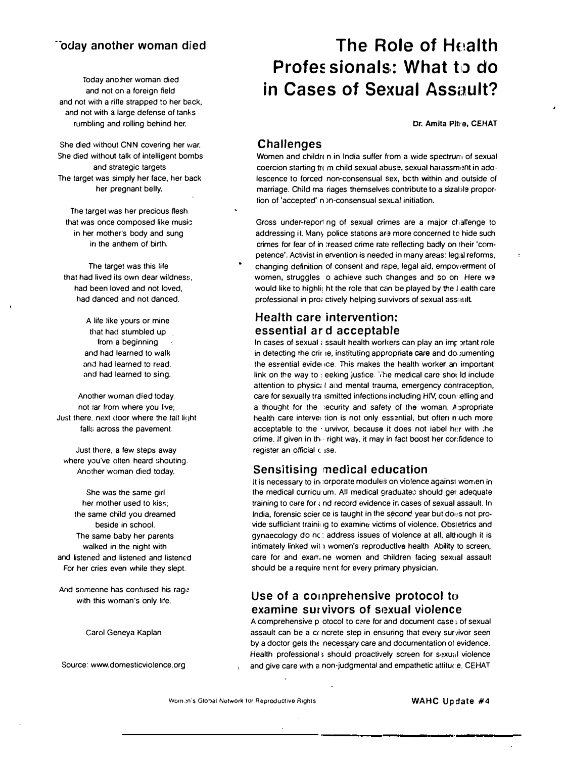## Today another woman died

Today another woman died
and not on a foreign field
and not with a rifle strapped to her back,
and not with a large defense of tanks
rumbling and rolling behind her.

She died without CNN covering her war.
She died without talk of intelligent bombs
and strategic targets
The target was simply her face, her back
her pregnant belly.

The target was her precious flesh
that was once composed like music
in her mother's body and sung
in the anthem of birth.

The target was this life
that had lived its own dear wildness,
had been loved and not loved,
had danced and not danced.

A life like yours or mine
that had stumbled up
from a beginning
and had learned to walk
and had learned to read,
and had learned to sing.

Another woman died today.
not far from where you live;
Just there, next door where the tall light
falls across the pavement.

Just there, a few steps away
where you've often heard shouting.
Another woman died today.

She was the same girl
her mother used to kiss;
the same child you dreamed
beside in school.
The same baby her parents
walked in the night with
and listened and listened and listened
For her cries even while they slept.

And someone has confused his rage
with this woman's only life.

Carol Geneya Kaplan

Source: www.domesticviolence.org

# The Role of Health Professionals: What to do in Cases of Sexual Assault?

**Dr. Amita Pitre, CEHAT**

## Challenges

Women and children in India suffer from a wide spectrum of sexual coercion starting from child sexual abuse, sexual harassment in adolescence to forced non-consensual sex, both within and outside of marriage. Child marriages themselves contribute to a sizable proportion of 'accepted' non-consensual sexual initiation.

Gross under-reporting of sexual crimes are a major challenge to addressing it. Many police stations are more concerned to hide such crimes for fear of increased crime rate reflecting badly on their 'competence'. Activist intervention is needed in many areas: legal reforms, changing definition of consent and rape, legal aid, empowerment of women, struggles to achieve such changes and so on. Here we would like to highlight the role that can be played by the health care professional in proactively helping survivors of sexual assault.

## Health care intervention: essential and acceptable

In cases of sexual assault health workers can play an important role in detecting the crime, instituting appropriate care and documenting the essential evidence. This makes the health worker an important link on the way to seeking justice. The medical care should include attention to physical and mental trauma, emergency contraception, care for sexually transmitted infections including HIV, counselling and a thought for the security and safety of the woman. Appropriate health care intervention is not only essential, but often much more acceptable to the survivor, because it does not label her with the crime. If given in the right way, it may in fact boost her confidence to register an official case.

## Sensitising medical education

It is necessary to incorporate modules on violence against women in the medical curriculum. All medical graduates should get adequate training to care for and record evidence in cases of sexual assault. In India, forensic science is taught in the second year but does not provide sufficient training to examine victims of violence. Obstetrics and gynaecology do not address issues of violence at all, although it is intimately linked with women's reproductive health. Ability to screen, care for and examine women and children facing sexual assault should be a requirement for every primary physician.

## Use of a comprehensive protocol to examine survivors of sexual violence

A comprehensive protocol to care for and document cases of sexual assault can be a concrete step in ensuring that every survivor seen by a doctor gets the necessary care and documentation of evidence. Health professionals should proactively screen for sexual violence and give care with a non-judgmental and empathetic attitude. CEHAT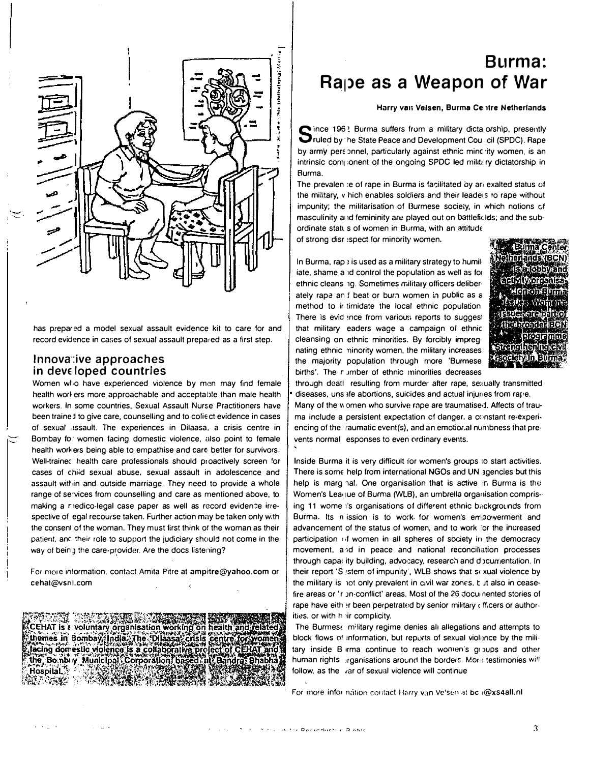has prepared a model sexual assault evidence kit to care for and record evidence in cases of sexual assault prepared as a first step.

## Innovative approaches in developed countries

Women who have experienced violence by men may find female health workers more approachable and acceptable than male health workers. In some countries, Sexual Assault Nurse Practitioners have been trained to give care, counselling and to collect evidence in cases of sexual assault. The experiences in Dilaasa, a crisis centre in Bombay for women facing domestic violence, also point to female health workers being able to empathise and care better for survivors. Well-trained health care professionals should proactively screen for cases of child sexual abuse, sexual assault in adolescence and assault within and outside marriage. They need to provide a whole range of services from counselling and care as mentioned above, to making a medico-legal case paper as well as record evidence irrespective of legal recourse taken. Further action may be taken only with the consent of the woman. They must first think of the woman as their patient, and their role to support the judiciary should not come in the way of being the care-provider. Are the docs listening?

For more information, contact Amita Pitre at **ampitre@yahoo.com** or cehat@vsnl.com

CEHAT is a voluntary organisation working on health and related themes in Bombay, India. The 'Dilaasa' crisis centre for women facing domestic violence is a collaborative project of CEHAT and the Bombay Municipal Corporation based at Bandra Bhabha Hospital.

# Burma: Rape as a Weapon of War

**Harry van Velsen, Burma Centre Netherlands**

Since 1962 Burma suffers from a military dictatorship, presently ruled by the State Peace and Development Council (SPDC). Rape by army personnel, particularly against ethnic minority women, is an intrinsic component of the ongoing SPDC led military dictatorship in Burma.

The prevalence of rape in Burma is facilitated by an exalted status of the military, which enables soldiers and their leaders to rape without impunity; the militarisation of Burmese society, in which notions of masculinity and femininity are played out on battlefields; and the subordinate status of women in Burma, with an attitude of strong disrespect for minority women.

In Burma, rape is used as a military strategy to humiliate, shame and control the population as well as for ethnic cleansing. Sometimes military officers deliberately rape and beat or burn women in public as a method to intimidate the local ethnic population. There is evidence from various reports to suggest that military leaders wage a campaign of ethnic cleansing on ethnic minorities. By forcibly impregnating ethnic minority women, the military increases the majority population through more 'Burmese births'. The number of ethnic minorities decreases through death resulting from murder after rape, sexually transmitted diseases, unsafe abortions, suicides and actual injuries from rape.

Many of the women who survive rape are traumatised. Affects of trauma include a persistent expectation of danger, a constant re-experiencing of the traumatic event(s), and an emotional numbness that prevents normal responses to even ordinary events.

Burma Center Netherlands (BCN) is a lobby and activity organisation on Burma. Issues Women's issues are part of the broader BCN programme 'Strengthening civil society in Burma'.

Inside Burma it is very difficult for women's groups to start activities. There is some help from international NGOs and UN agencies but this help is marginal. One organisation that is active in Burma is the Women's League of Burma (WLB), an umbrella organisation comprising 11 women's organisations of different ethnic backgrounds from Burma. Its mission is to work for women's empowerment and advancement of the status of women, and to work for the increased participation of women in all spheres of society in the democracy movement, and in peace and national reconciliation processes through capacity building, advocacy, research and documentation. In their report 'System of impunity', WLB shows that sexual violence by the military is not only prevalent in civil war zones, but also in ceasefire areas or 'non-conflict' areas. Most of the 26 documented stories of rape have either been perpetrated by senior military officers or authorities, or with their complicity.

The Burmese military regime denies all allegations and attempts to block flows of information, but reports of sexual violence by the military inside Burma continue to reach women's groups and other human rights organisations around the borders. More testimonies will follow, as the war of sexual violence will continue

For more information contact Harry van Velsen at bcn@xs4all.nl